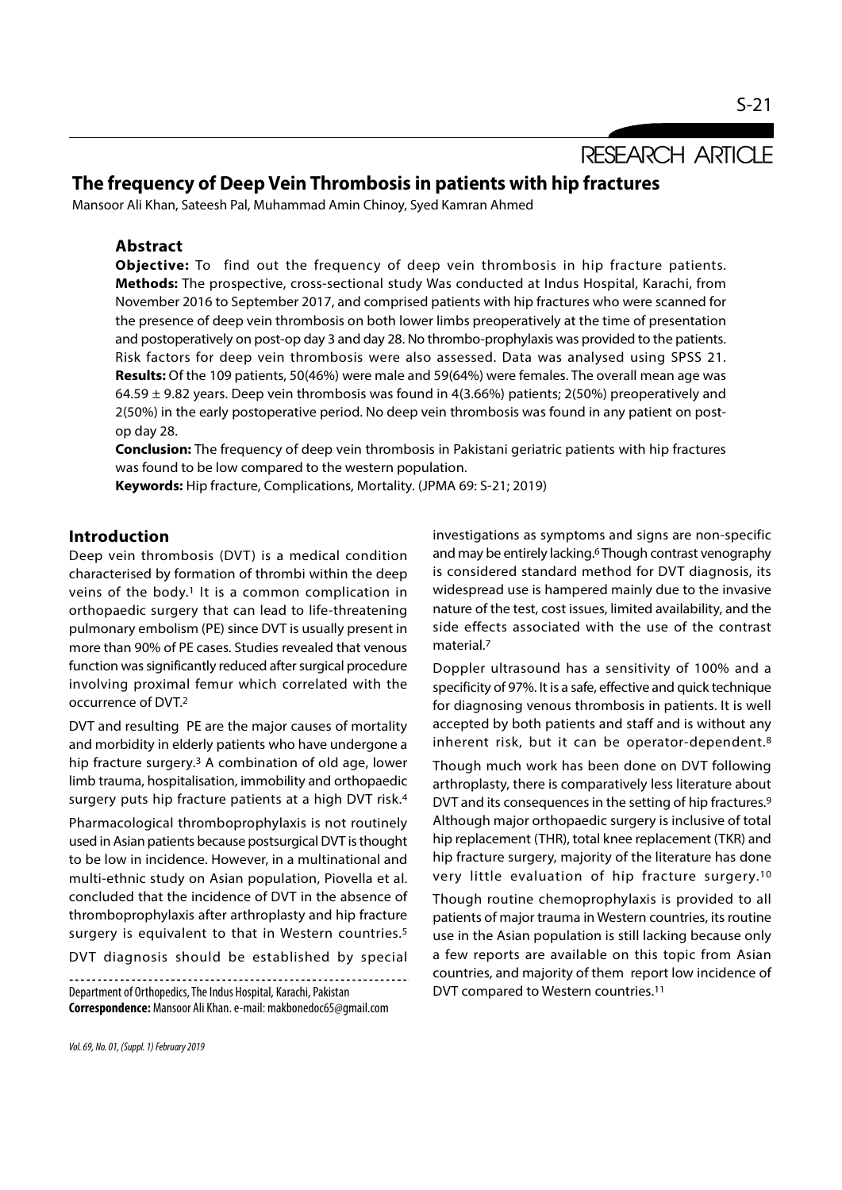RESEARCH ARTICLE

# The frequency of Deep Vein Thrombosis in patients with hip fractures

Mansoor Ali Khan, Sateesh Pal, Muhammad Amin Chinoy, Syed Kamran Ahmed

## Abstract

**Objective:** To find out the frequency of deep vein thrombosis in hip fracture patients.

**Methods:** The prospective, cross-sectional study Was conducted at Indus Hospital, Karachi, from November 2016 to September 2017, and comprised patients with hip fractures who were scanned for the presence of deep vein thrombosis on both lower limbs preoperatively at the time of presentation and postoperatively on post-op day 3 and day 28. No thrombo-prophylaxis was provided to the patients. Risk factors for deep vein thrombosis were also assessed. Data was analysed using SPSS 21.

**Results:** Of the 109 patients, 50(46%) were male and 59(64%) were females. The overall mean age was 64.59 ± 9.82 years. Deep vein thrombosis was found in 4(3.66%) patients; 2(50%) preoperatively and 2(50%) in the early postoperative period. No deep vein thrombosis was found in any patient on post-op day 28.

**Conclusion:** The frequency of deep vein thrombosis in Pakistani geriatric patients with hip fractures was found to be low compared to the western population.

**Keywords:** Hip fracture, Complications, Mortality. (JPMA 69: S-21; 2019)

## Introduction

Deep vein thrombosis (DVT) is a medical condition characterised by formation of thrombi within the deep veins of the body.[1] It is a common complication in orthopaedic surgery that can lead to life-threatening pulmonary embolism (PE) since DVT is usually present in more than 90% of PE cases. Studies revealed that venous function was significantly reduced after surgical procedure involving proximal femur which correlated with the occurrence of DVT.[2]

DVT and resulting PE are the major causes of mortality and morbidity in elderly patients who have undergone a hip fracture surgery.[3] A combination of old age, lower limb trauma, hospitalisation, immobility and orthopaedic surgery puts hip fracture patients at a high DVT risk.[4]

Pharmacological thromboprophylaxis is not routinely used in Asian patients because postsurgical DVT is thought to be low in incidence. However, in a multinational and multi-ethnic study on Asian population, Piovella et al. concluded that the incidence of DVT in the absence of thromboprophylaxis after arthroplasty and hip fracture surgery is equivalent to that in Western countries.[5]

DVT diagnosis should be established by special investigations as symptoms and signs are non-specific and may be entirely lacking.[6] Though contrast venography is considered standard method for DVT diagnosis, its widespread use is hampered mainly due to the invasive nature of the test, cost issues, limited availability, and the side effects associated with the use of the contrast material.[7]

Doppler ultrasound has a sensitivity of 100% and a specificity of 97%. It is a safe, effective and quick technique for diagnosing venous thrombosis in patients. It is well accepted by both patients and staff and is without any inherent risk, but it can be operator-dependent.[8]

Though much work has been done on DVT following arthroplasty, there is comparatively less literature about DVT and its consequences in the setting of hip fractures.[9] Although major orthopaedic surgery is inclusive of total hip replacement (THR), total knee replacement (TKR) and hip fracture surgery, majority of the literature has done very little evaluation of hip fracture surgery.[10]

Though routine chemoprophylaxis is provided to all patients of major trauma in Western countries, its routine use in the Asian population is still lacking because only a few reports are available on this topic from Asian countries, and majority of them report low incidence of DVT compared to Western countries.[11]

Department of Orthopedics, The Indus Hospital, Karachi, Pakistan
**Correspondence:** Mansoor Ali Khan. e-mail: makbonedoc65@gmail.com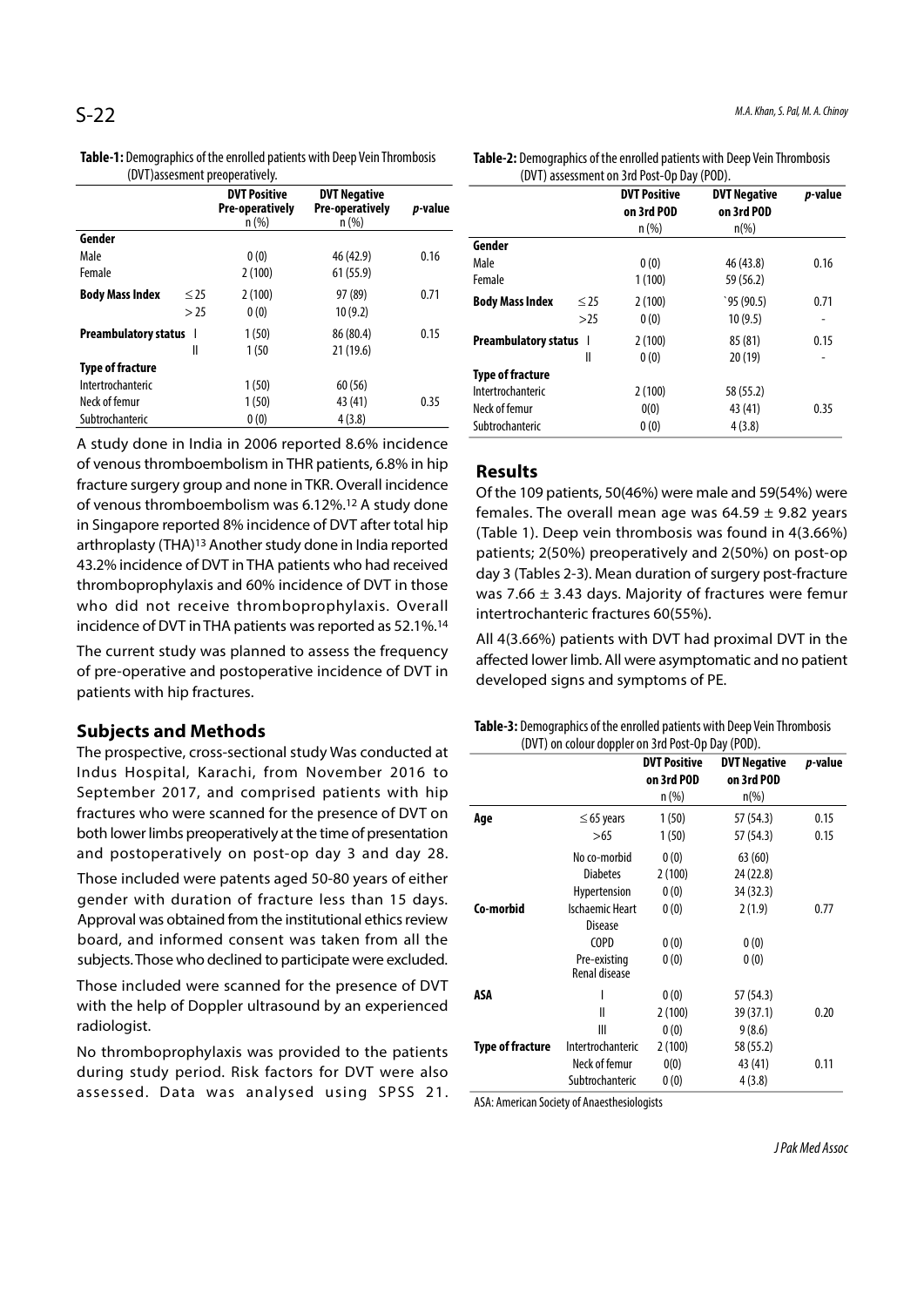**Table-1:** Demographics of the enrolled patients with Deep Vein Thrombosis (DVT)assesment preoperatively.

| | | DVT Positive Pre-operatively n (%) | DVT Negative Pre-operatively n (%) | p-value |
|---|---|---|---|---|
| **Gender** | | | | |
| Male | | 0 (0) | 46 (42.9) | 0.16 |
| Female | | 2 (100) | 61 (55.9) | |
| **Body Mass Index** | ≤ 25 | 2 (100) | 97 (89) | 0.71 |
| | > 25 | 0 (0) | 10 (9.2) | |
| **Preambulatory status** | I | 1 (50) | 86 (80.4) | 0.15 |
| | II | 1 (50 | 21 (19.6) | |
| **Type of fracture** | | | | |
| Intertrochanteric | | 1 (50) | 60 (56) | |
| Neck of femur | | 1 (50) | 43 (41) | 0.35 |
| Subtrochanteric | | 0 (0) | 4 (3.8) | |

A study done in India in 2006 reported 8.6% incidence of venous thromboembolism in THR patients, 6.8% in hip fracture surgery group and none in TKR. Overall incidence of venous thromboembolism was 6.12%.[12] A study done in Singapore reported 8% incidence of DVT after total hip arthroplasty (THA)[13] Another study done in India reported 43.2% incidence of DVT in THA patients who had received thromboprophylaxis and 60% incidence of DVT in those who did not receive thromboprophylaxis. Overall incidence of DVT in THA patients was reported as 52.1%.[14]

The current study was planned to assess the frequency of pre-operative and postoperative incidence of DVT in patients with hip fractures.

## Subjects and Methods

The prospective, cross-sectional study Was conducted at Indus Hospital, Karachi, from November 2016 to September 2017, and comprised patients with hip fractures who were scanned for the presence of DVT on both lower limbs preoperatively at the time of presentation and postoperatively on post-op day 3 and day 28.

Those included were patents aged 50-80 years of either gender with duration of fracture less than 15 days. Approval was obtained from the institutional ethics review board, and informed consent was taken from all the subjects. Those who declined to participate were excluded.

Those included were scanned for the presence of DVT with the help of Doppler ultrasound by an experienced radiologist.

No thromboprophylaxis was provided to the patients during study period. Risk factors for DVT were also assessed. Data was analysed using SPSS 21.

**Table-2:** Demographics of the enrolled patients with Deep Vein Thrombosis (DVT) assessment on 3rd Post-Op Day (POD).

| | | DVT Positive on 3rd POD n (%) | DVT Negative on 3rd POD n(%) | p-value |
|---|---|---|---|---|
| **Gender** | | | | |
| Male | | 0 (0) | 46 (43.8) | 0.16 |
| Female | | 1 (100) | 59 (56.2) | |
| **Body Mass Index** | ≤ 25 | 2 (100) | `95 (90.5) | 0.71 |
| | >25 | 0 (0) | 10 (9.5) | - |
| **Preambulatory status** | I | 2 (100) | 85 (81) | 0.15 |
| | II | 0 (0) | 20 (19) | - |
| **Type of fracture** | | | | |
| Intertrochanteric | | 2 (100) | 58 (55.2) | |
| Neck of femur | | 0(0) | 43 (41) | 0.35 |
| Subtrochanteric | | 0 (0) | 4 (3.8) | |

## Results

Of the 109 patients, 50(46%) were male and 59(54%) were females. The overall mean age was 64.59 ± 9.82 years (Table 1). Deep vein thrombosis was found in 4(3.66%) patients; 2(50%) preoperatively and 2(50%) on post-op day 3 (Tables 2-3). Mean duration of surgery post-fracture was 7.66 ± 3.43 days. Majority of fractures were femur intertrochanteric fractures 60(55%).

All 4(3.66%) patients with DVT had proximal DVT in the affected lower limb. All were asymptomatic and no patient developed signs and symptoms of PE.

**Table-3:** Demographics of the enrolled patients with Deep Vein Thrombosis (DVT) on colour doppler on 3rd Post-Op Day (POD).

| | | DVT Positive on 3rd POD n (%) | DVT Negative on 3rd POD n(%) | p-value |
|---|---|---|---|---|
| **Age** | ≤ 65 years | 1 (50) | 57 (54.3) | 0.15 |
| | >65 | 1 (50) | 57 (54.3) | 0.15 |
| **Co-morbid** | No co-morbid | 0 (0) | 63 (60) | |
| | Diabetes | 2 (100) | 24 (22.8) | |
| | Hypertension | 0 (0) | 34 (32.3) | |
| | Ischaemic Heart Disease | 0 (0) | 2 (1.9) | 0.77 |
| | COPD | 0 (0) | 0 (0) | |
| | Pre-existing Renal disease | 0 (0) | 0 (0) | |
| **ASA** | I | 0 (0) | 57 (54.3) | |
| | II | 2 (100) | 39 (37.1) | 0.20 |
| | III | 0 (0) | 9 (8.6) | |
| **Type of fracture** | Intertrochanteric | 2 (100) | 58 (55.2) | |
| | Neck of femur | 0(0) | 43 (41) | 0.11 |
| | Subtrochanteric | 0 (0) | 4 (3.8) | |

ASA: American Society of Anaesthesiologists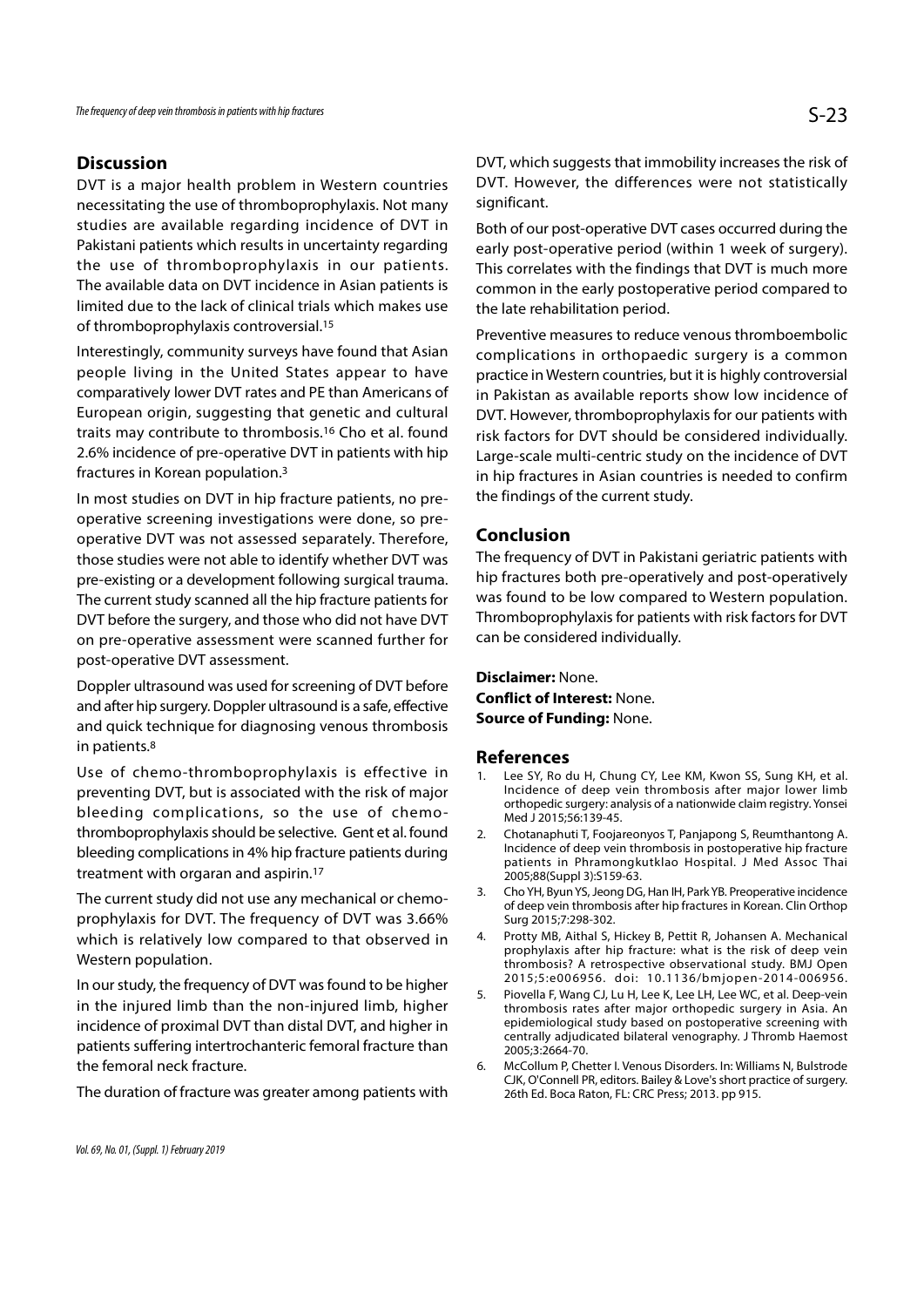## Discussion

DVT is a major health problem in Western countries necessitating the use of thromboprophylaxis. Not many studies are available regarding incidence of DVT in Pakistani patients which results in uncertainty regarding the use of thromboprophylaxis in our patients. The available data on DVT incidence in Asian patients is limited due to the lack of clinical trials which makes use of thromboprophylaxis controversial.[15]

Interestingly, community surveys have found that Asian people living in the United States appear to have comparatively lower DVT rates and PE than Americans of European origin, suggesting that genetic and cultural traits may contribute to thrombosis.[16] Cho et al. found 2.6% incidence of pre-operative DVT in patients with hip fractures in Korean population.[3]

In most studies on DVT in hip fracture patients, no pre-operative screening investigations were done, so pre-operative DVT was not assessed separately. Therefore, those studies were not able to identify whether DVT was pre-existing or a development following surgical trauma. The current study scanned all the hip fracture patients for DVT before the surgery, and those who did not have DVT on pre-operative assessment were scanned further for post-operative DVT assessment.

Doppler ultrasound was used for screening of DVT before and after hip surgery. Doppler ultrasound is a safe, effective and quick technique for diagnosing venous thrombosis in patients.[8]

Use of chemo-thromboprophylaxis is effective in preventing DVT, but is associated with the risk of major bleeding complications, so the use of chemo-thromboprophylaxis should be selective. Gent et al. found bleeding complications in 4% hip fracture patients during treatment with orgaran and aspirin.[17]

The current study did not use any mechanical or chemo-prophylaxis for DVT. The frequency of DVT was 3.66% which is relatively low compared to that observed in Western population.

In our study, the frequency of DVT was found to be higher in the injured limb than the non-injured limb, higher incidence of proximal DVT than distal DVT, and higher in patients suffering intertrochanteric femoral fracture than the femoral neck fracture.

The duration of fracture was greater among patients with DVT, which suggests that immobility increases the risk of DVT. However, the differences were not statistically significant.

Both of our post-operative DVT cases occurred during the early post-operative period (within 1 week of surgery). This correlates with the findings that DVT is much more common in the early postoperative period compared to the late rehabilitation period.

Preventive measures to reduce venous thromboembolic complications in orthopaedic surgery is a common practice in Western countries, but it is highly controversial in Pakistan as available reports show low incidence of DVT. However, thromboprophylaxis for our patients with risk factors for DVT should be considered individually. Large-scale multi-centric study on the incidence of DVT in hip fractures in Asian countries is needed to confirm the findings of the current study.

## Conclusion

The frequency of DVT in Pakistani geriatric patients with hip fractures both pre-operatively and post-operatively was found to be low compared to Western population. Thromboprophylaxis for patients with risk factors for DVT can be considered individually.

**Disclaimer:** None.
**Conflict of Interest:** None.
**Source of Funding:** None.

## References

1. Lee SY, Ro du H, Chung CY, Lee KM, Kwon SS, Sung KH, et al. Incidence of deep vein thrombosis after major lower limb orthopedic surgery: analysis of a nationwide claim registry. Yonsei Med J 2015;56:139-45.
2. Chotanaphuti T, Foojareonyos T, Panjapong S, Reumthantong A. Incidence of deep vein thrombosis in postoperative hip fracture patients in Phramongkutklao Hospital. J Med Assoc Thai 2005;88(Suppl 3):S159-63.
3. Cho YH, Byun YS, Jeong DG, Han IH, Park YB. Preoperative incidence of deep vein thrombosis after hip fractures in Korean. Clin Orthop Surg 2015;7:298-302.
4. Protty MB, Aithal S, Hickey B, Pettit R, Johansen A. Mechanical prophylaxis after hip fracture: what is the risk of deep vein thrombosis? A retrospective observational study. BMJ Open 2015;5:e006956. doi: 10.1136/bmjopen-2014-006956.
5. Piovella F, Wang CJ, Lu H, Lee K, Lee LH, Lee WC, et al. Deep-vein thrombosis rates after major orthopedic surgery in Asia. An epidemiological study based on postoperative screening with centrally adjudicated bilateral venography. J Thromb Haemost 2005;3:2664-70.
6. McCollum P, Chetter I. Venous Disorders. In: Williams N, Bulstrode CJK, O'Connell PR, editors. Bailey & Love's short practice of surgery. 26th Ed. Boca Raton, FL: CRC Press; 2013. pp 915.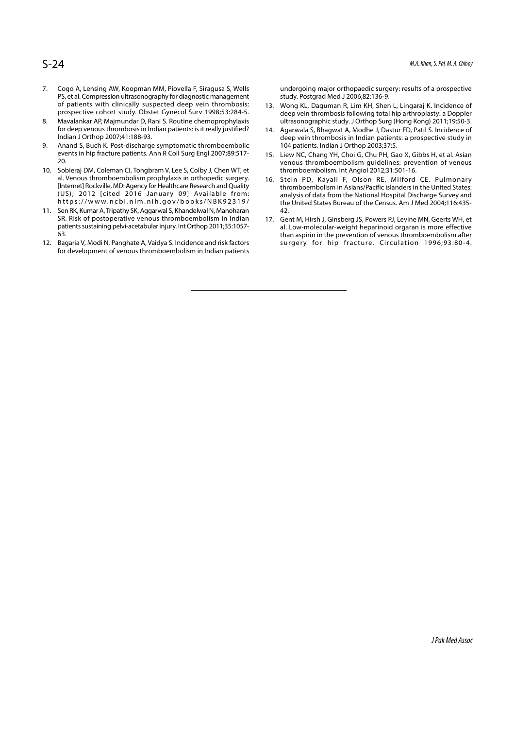7. Cogo A, Lensing AW, Koopman MM, Piovella F, Siragusa S, Wells PS, et al. Compression ultrasonography for diagnostic management of patients with clinically suspected deep vein thrombosis: prospective cohort study. Obstet Gynecol Surv 1998;53:284-5.
8. Mavalankar AP, Majmundar D, Rani S. Routine chemoprophylaxis for deep venous thrombosis in Indian patients: is it really justified? Indian J Orthop 2007;41:188-93.
9. Anand S, Buch K. Post-discharge symptomatic thromboembolic events in hip fracture patients. Ann R Coll Surg Engl 2007;89:517-20.
10. Sobieraj DM, Coleman CI, Tongbram V, Lee S, Colby J, Chen WT, et al. Venous thromboembolism prophylaxis in orthopedic surgery. [Internet] Rockville, MD: Agency for Healthcare Research and Quality (US); 2012 [cited 2016 January 09] Available from: https://www.ncbi.nlm.nih.gov/books/NBK92319/
11. Sen RK, Kumar A, Tripathy SK, Aggarwal S, Khandelwal N, Manoharan SR. Risk of postoperative venous thromboembolism in Indian patients sustaining pelvi-acetabular injury. Int Orthop 2011;35:1057-63.
12. Bagaria V, Modi N, Panghate A, Vaidya S. Incidence and risk factors for development of venous thromboembolism in Indian patients undergoing major orthopaedic surgery: results of a prospective study. Postgrad Med J 2006;82:136-9.
13. Wong KL, Daguman R, Lim KH, Shen L, Lingaraj K. Incidence of deep vein thrombosis following total hip arthroplasty: a Doppler ultrasonographic study. J Orthop Surg (Hong Kong) 2011;19:50-3.
14. Agarwala S, Bhagwat A, Modhe J, Dastur FD, Patil S. Incidence of deep vein thrombosis in Indian patients: a prospective study in 104 patients. Indian J Orthop 2003;37:5.
15. Liew NC, Chang YH, Choi G, Chu PH, Gao X, Gibbs H, et al. Asian venous thromboembolism guidelines: prevention of venous thromboembolism. Int Angiol 2012;31:501-16.
16. Stein PD, Kayali F, Olson RE, Milford CE. Pulmonary thromboembolism in Asians/Pacific islanders in the United States: analysis of data from the National Hospital Discharge Survey and the United States Bureau of the Census. Am J Med 2004;116:435-42.
17. Gent M, Hirsh J, Ginsberg JS, Powers PJ, Levine MN, Geerts WH, et al. Low-molecular-weight heparinoid orgaran is more effective than aspirin in the prevention of venous thromboembolism after surgery for hip fracture. Circulation 1996;93:80-4.